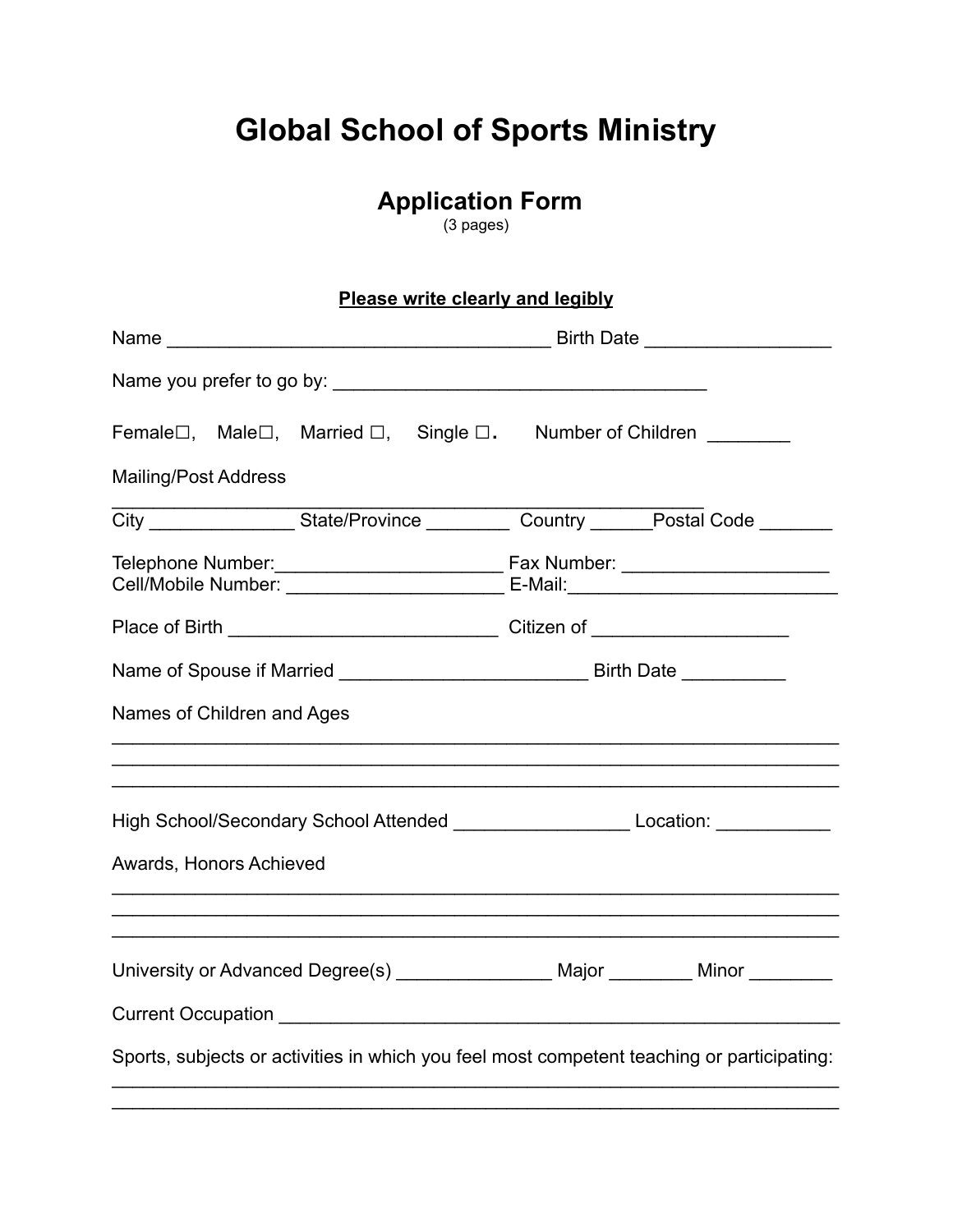# Global School of Sports Ministry

## Application Form

(3 pages)

**Please write clearly and legibly**

Name _____________________________________ Birth Date _________________

Name you prefer to go by: ___________________________________

Female☐, Male☐, Married ☐, Single ☐. Number of Children ________

Mailing/Post Address

________________________________________________________

City ______________ State/Province ________ Country ______Postal Code _______

Telephone Number:_____________________ Fax Number: ___________________
Cell/Mobile Number: _____________________ E-Mail:_________________________

Place of Birth _________________________ Citizen of __________________

Name of Spouse if Married _______________________ Birth Date __________

Names of Children and Ages

_____________________________________________________________________
_____________________________________________________________________
_____________________________________________________________________

High School/Secondary School Attended ________________ Location: ___________

Awards, Honors Achieved

_____________________________________________________________________
_____________________________________________________________________
_____________________________________________________________________

University or Advanced Degree(s) _______________ Major ________ Minor ________

Current Occupation ______________________________________________________

Sports, subjects or activities in which you feel most competent teaching or participating:

_____________________________________________________________________
_____________________________________________________________________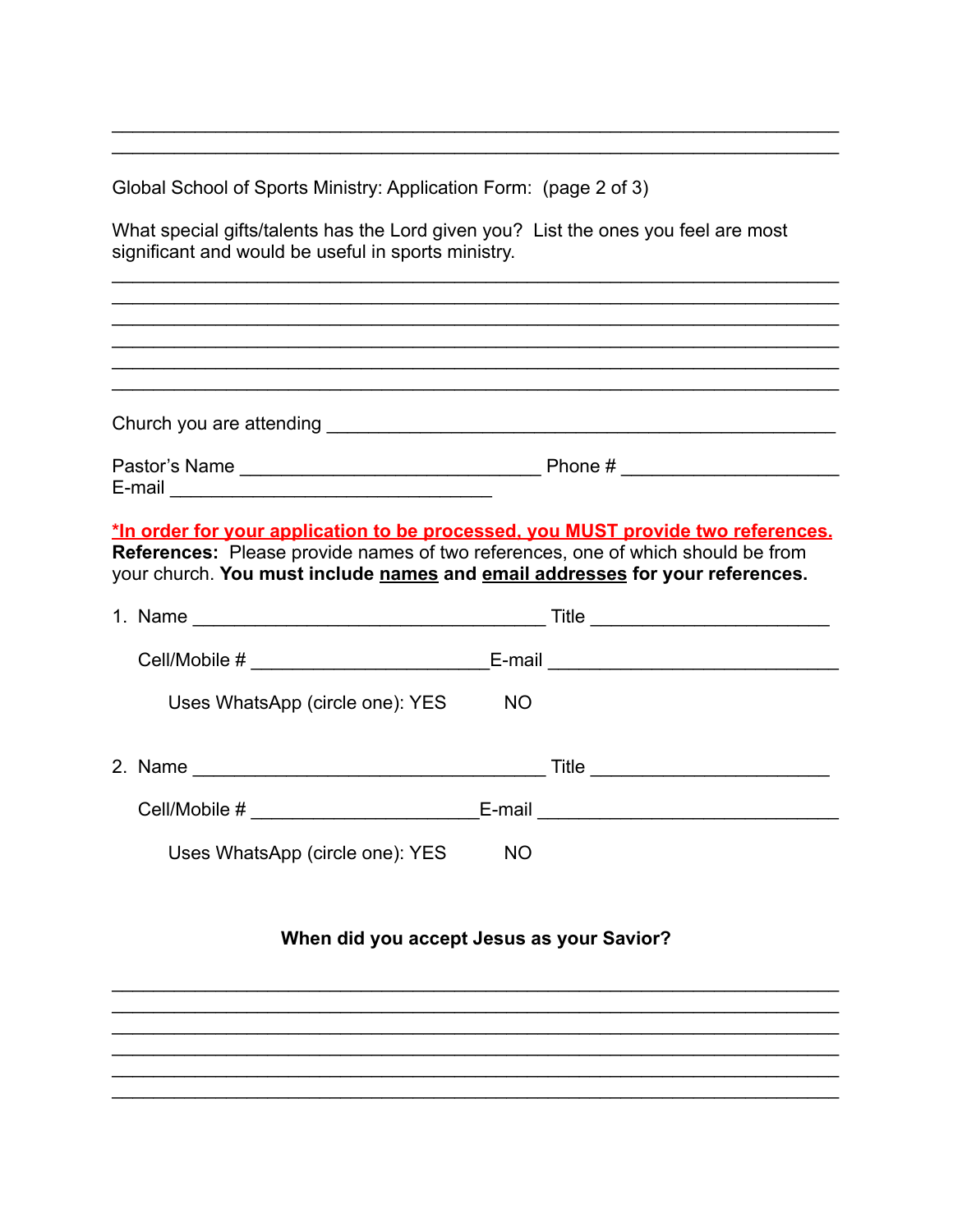Global School of Sports Ministry: Application Form: (page 2 of 3)

What special gifts/talents has the Lord given you? List the ones you feel are most significant and would be useful in sports ministry.

_______________________________________________________________________
_______________________________________________________________________
_______________________________________________________________________
_______________________________________________________________________
_______________________________________________________________________
_______________________________________________________________________

Church you are attending ______________________________________________

Pastor's Name ____________________________ Phone # ____________________
E-mail ______________________________

***In order for your application to be processed, you MUST provide two references.***
**References:** Please provide names of two references, one of which should be from your church. **You must include names and email addresses for your references.**

1. Name _________________________________ Title ______________________

   Cell/Mobile # ______________________E-mail ___________________________

   Uses WhatsApp (circle one): YES NO

2. Name _________________________________ Title ______________________

   Cell/Mobile # _____________________E-mail ____________________________

   Uses WhatsApp (circle one): YES NO

**When did you accept Jesus as your Savior?**

_______________________________________________________________________
_______________________________________________________________________
_______________________________________________________________________
_______________________________________________________________________
_______________________________________________________________________
_______________________________________________________________________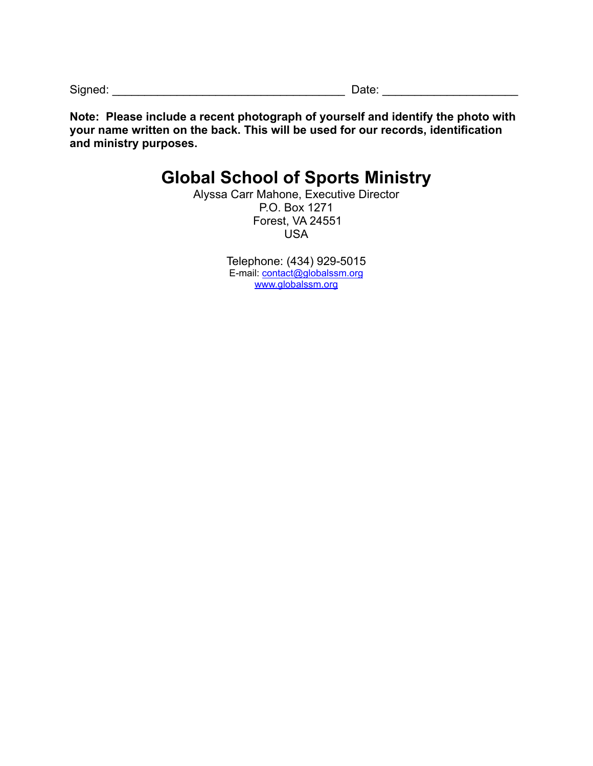Signed: ____________________________________ Date: _____________________

**Note: Please include a recent photograph of yourself and identify the photo with your name written on the back. This will be used for our records, identification and ministry purposes.**

# Global School of Sports Ministry

Alyssa Carr Mahone, Executive Director
P.O. Box 1271
Forest, VA 24551
USA

Telephone: (434) 929-5015
E-mail: contact@globalssm.org
www.globalssm.org